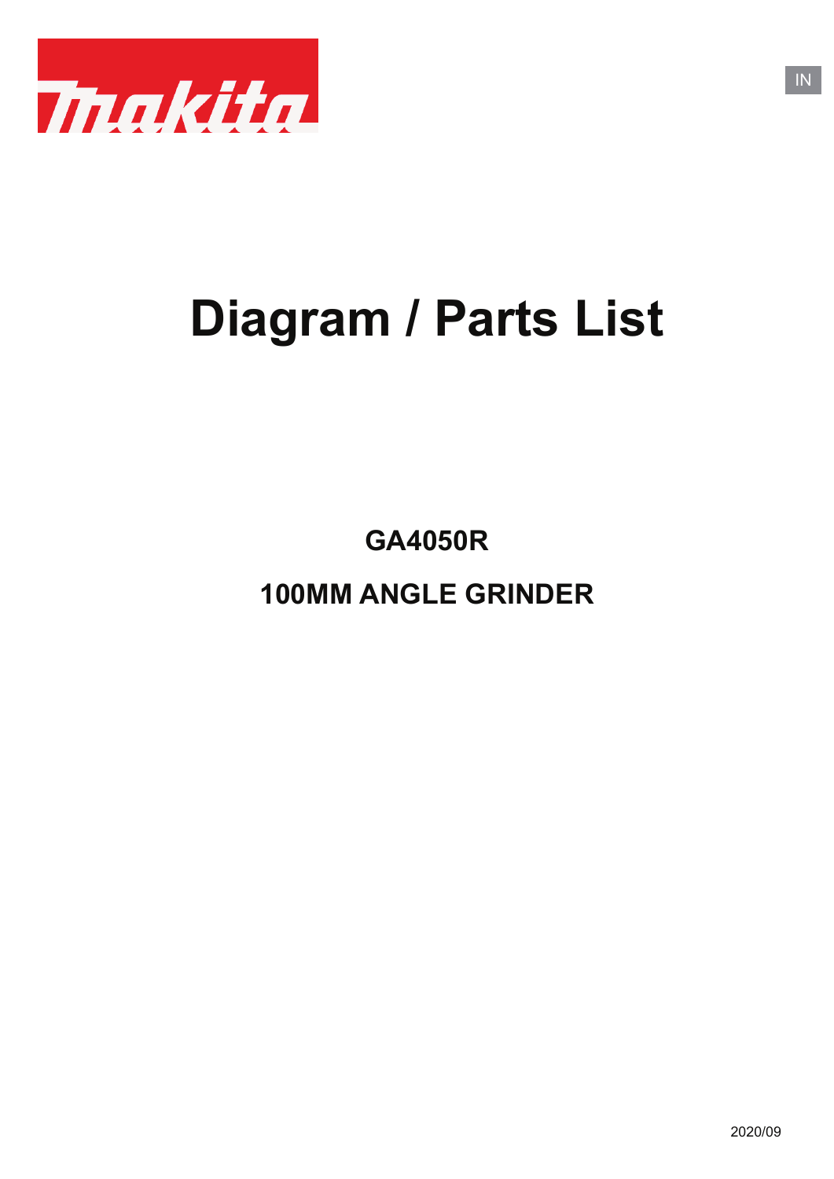makita

IN

# Diagram / Parts List

## GA4050R

## 100MM ANGLE GRINDER

2020/09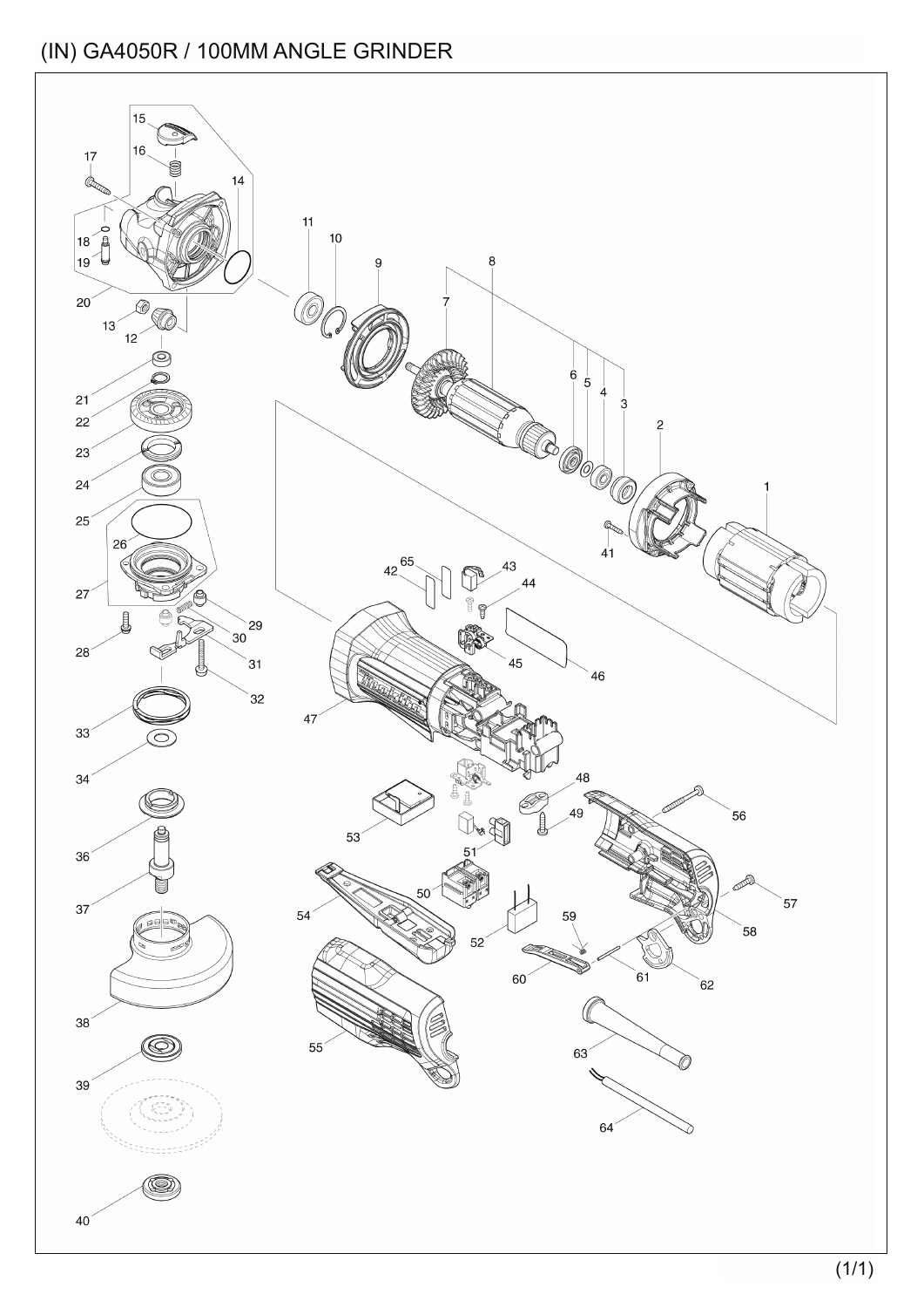# (IN) GA4050R / 100MM ANGLE GRINDER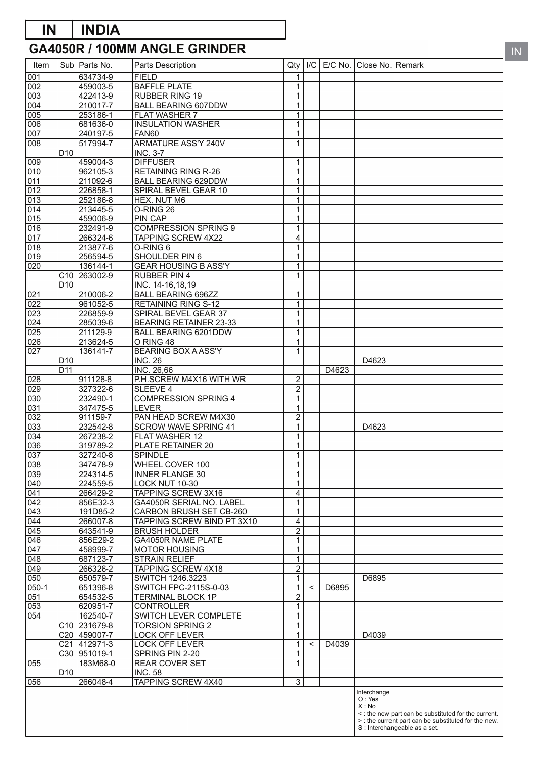# IN | INDIA

## GA4050R / 100MM ANGLE GRINDER

| Item | Sub | Parts No. | Parts Description | Qty | I/C | E/C No. | Close No. | Remark |
|---|---|---|---|---|---|---|---|---|
| 001 | | 634734-9 | FIELD | 1 | | | | |
| 002 | | 459003-5 | BAFFLE PLATE | 1 | | | | |
| 003 | | 422413-9 | RUBBER RING 19 | 1 | | | | |
| 004 | | 210017-7 | BALL BEARING 607DDW | 1 | | | | |
| 005 | | 253186-1 | FLAT WASHER 7 | 1 | | | | |
| 006 | | 681636-0 | INSULATION WASHER | 1 | | | | |
| 007 | | 240197-5 | FAN60 | 1 | | | | |
| 008 | | 517994-7 | ARMATURE ASS'Y 240V | 1 | | | | |
| | D10 | | INC. 3-7 | | | | | |
| 009 | | 459004-3 | DIFFUSER | 1 | | | | |
| 010 | | 962105-3 | RETAINING RING R-26 | 1 | | | | |
| 011 | | 211092-6 | BALL BEARING 629DDW | 1 | | | | |
| 012 | | 226858-1 | SPIRAL BEVEL GEAR 10 | 1 | | | | |
| 013 | | 252186-8 | HEX. NUT M6 | 1 | | | | |
| 014 | | 213445-5 | O-RING 26 | 1 | | | | |
| 015 | | 459006-9 | PIN CAP | 1 | | | | |
| 016 | | 232491-9 | COMPRESSION SPRING 9 | 1 | | | | |
| 017 | | 266324-6 | TAPPING SCREW 4X22 | 4 | | | | |
| 018 | | 213877-6 | O-RING 6 | 1 | | | | |
| 019 | | 256594-5 | SHOULDER PIN 6 | 1 | | | | |
| 020 | | 136144-1 | GEAR HOUSING B ASS'Y | 1 | | | | |
| | C10 | 263002-9 | RUBBER PIN 4 | 1 | | | | |
| | D10 | | INC. 14-16,18,19 | | | | | |
| 021 | | 210006-2 | BALL BEARING 696ZZ | 1 | | | | |
| 022 | | 961052-5 | RETAINING RING S-12 | 1 | | | | |
| 023 | | 226859-9 | SPIRAL BEVEL GEAR 37 | 1 | | | | |
| 024 | | 285039-6 | BEARING RETAINER 23-33 | 1 | | | | |
| 025 | | 211129-9 | BALL BEARING 6201DDW | 1 | | | | |
| 026 | | 213624-5 | O RING 48 | 1 | | | | |
| 027 | | 136141-7 | BEARING BOX A ASS'Y | 1 | | | | |
| | D10 | | INC. 26 | | | | D4623 | |
| | D11 | | INC. 26,66 | | | D4623 | | |
| 028 | | 911128-8 | P.H.SCREW M4X16 WITH WR | 2 | | | | |
| 029 | | 327322-6 | SLEEVE 4 | 2 | | | | |
| 030 | | 232490-1 | COMPRESSION SPRING 4 | 1 | | | | |
| 031 | | 347475-5 | LEVER | 1 | | | | |
| 032 | | 911159-7 | PAN HEAD SCREW M4X30 | 2 | | | | |
| 033 | | 232542-8 | SCROW WAVE SPRING 41 | 1 | | | D4623 | |
| 034 | | 267238-2 | FLAT WASHER 12 | 1 | | | | |
| 036 | | 319789-2 | PLATE RETAINER 20 | 1 | | | | |
| 037 | | 327240-8 | SPINDLE | 1 | | | | |
| 038 | | 347478-9 | WHEEL COVER 100 | 1 | | | | |
| 039 | | 224314-5 | INNER FLANGE 30 | 1 | | | | |
| 040 | | 224559-5 | LOCK NUT 10-30 | 1 | | | | |
| 041 | | 266429-2 | TAPPING SCREW 3X16 | 4 | | | | |
| 042 | | 856E32-3 | GA4050R SERIAL NO. LABEL | 1 | | | | |
| 043 | | 191D85-2 | CARBON BRUSH SET CB-260 | 1 | | | | |
| 044 | | 266007-8 | TAPPING SCREW BIND PT 3X10 | 4 | | | | |
| 045 | | 643541-9 | BRUSH HOLDER | 2 | | | | |
| 046 | | 856E29-2 | GA4050R NAME PLATE | 1 | | | | |
| 047 | | 458999-7 | MOTOR HOUSING | 1 | | | | |
| 048 | | 687123-7 | STRAIN RELIEF | 1 | | | | |
| 049 | | 266326-2 | TAPPING SCREW 4X18 | 2 | | | | |
| 050 | | 650579-7 | SWITCH 1246.3223 | 1 | | | D6895 | |
| 050-1 | | 651396-8 | SWITCH FPC-2115S-0-03 | 1 | < | D6895 | | |
| 051 | | 654532-5 | TERMINAL BLOCK 1P | 2 | | | | |
| 053 | | 620951-7 | CONTROLLER | 1 | | | | |
| 054 | | 162540-7 | SWITCH LEVER COMPLETE | 1 | | | | |
| | C10 | 231679-8 | TORSION SPRING 2 | 1 | | | | |
| | C20 | 459007-7 | LOCK OFF LEVER | 1 | | | D4039 | |
| | C21 | 412971-3 | LOCK OFF LEVER | 1 | < | D4039 | | |
| | C30 | 951019-1 | SPRING PIN 2-20 | 1 | | | | |
| 055 | | 183M68-0 | REAR COVER SET | 1 | | | | |
| | D10 | | INC. 58 | | | | | |
| 056 | | 266048-4 | TAPPING SCREW 4X40 | 3 | | | | |

Interchange
O : Yes
X : No
< : the new part can be substituted for the current.
> : the current part can be substituted for the new.
S : Interchangeable as a set.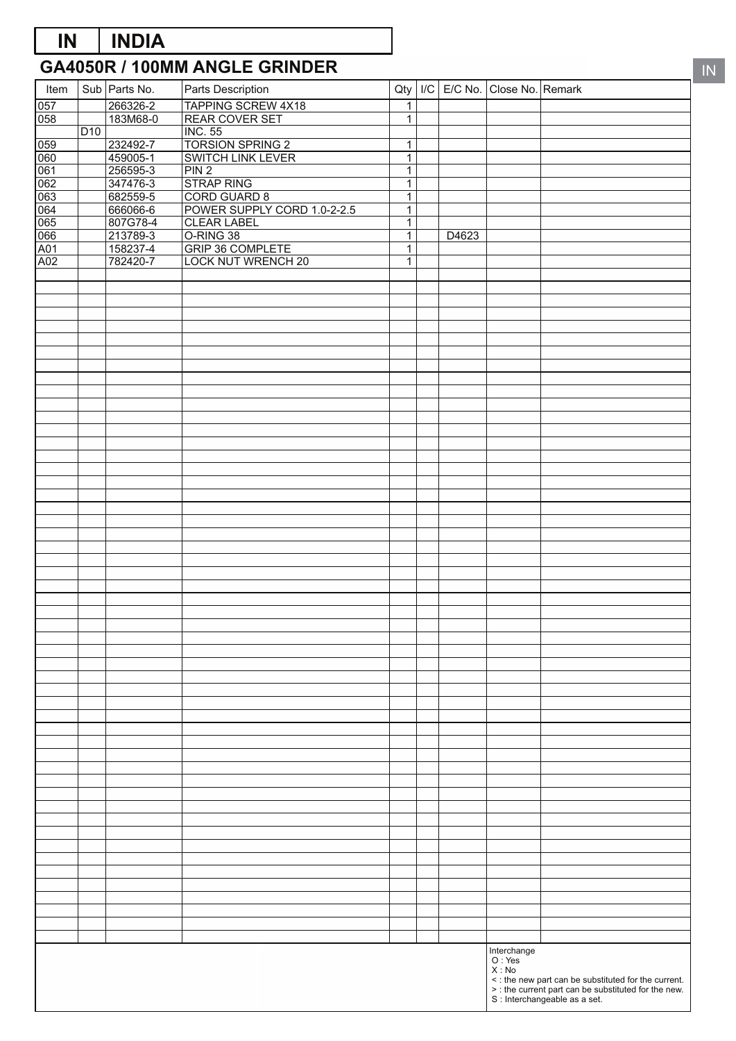# IN | INDIA

## GA4050R / 100MM ANGLE GRINDER

| Item | Sub | Parts No. | Parts Description | Qty | I/C | E/C No. | Close No. | Remark |
|---|---|---|---|---|---|---|---|---|
| 057 | | 266326-2 | TAPPING SCREW 4X18 | 1 | | | | |
| 058 | | 183M68-0 | REAR COVER SET | 1 | | | | |
| | D10 | | INC. 55 | | | | | |
| 059 | | 232492-7 | TORSION SPRING 2 | 1 | | | | |
| 060 | | 459005-1 | SWITCH LINK LEVER | 1 | | | | |
| 061 | | 256595-3 | PIN 2 | 1 | | | | |
| 062 | | 347476-3 | STRAP RING | 1 | | | | |
| 063 | | 682559-5 | CORD GUARD 8 | 1 | | | | |
| 064 | | 666066-6 | POWER SUPPLY CORD 1.0-2-2.5 | 1 | | | | |
| 065 | | 807G78-4 | CLEAR LABEL | 1 | | | | |
| 066 | | 213789-3 | O-RING 38 | 1 | | D4623 | | |
| A01 | | 158237-4 | GRIP 36 COMPLETE | 1 | | | | |
| A02 | | 782420-7 | LOCK NUT WRENCH 20 | 1 | | | | |

Interchange
O : Yes
X : No
< : the new part can be substituted for the current.
> : the current part can be substituted for the new.
S : Interchangeable as a set.